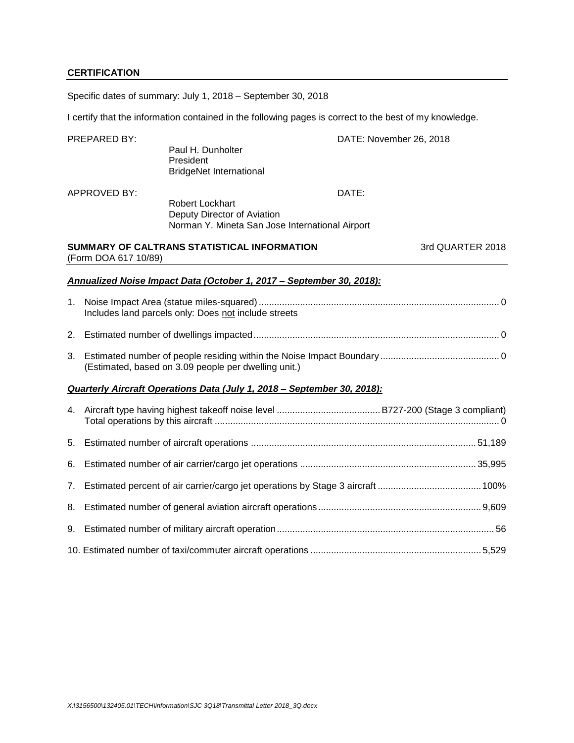**CERTIFICATION**

Specific dates of summary: July 1, 2018 – September 30, 2018

I certify that the information contained in the following pages is correct to the best of my knowledge.

PREPARED BY: Paul H. Dunholter
President
BridgeNet International

DATE: November 26, 2018

APPROVED BY: Robert Lockhart
Deputy Director of Aviation
Norman Y. Mineta San Jose International Airport

DATE:

**SUMMARY OF CALTRANS STATISTICAL INFORMATION** 3rd QUARTER 2018
(Form DOA 617 10/89)

***Annualized Noise Impact Data (October 1, 2017 – September 30, 2018):***

1. Noise Impact Area (statue miles-squared) .......... 0
   Includes land parcels only: Does not include streets

2. Estimated number of dwellings impacted .......... 0

3. Estimated number of people residing within the Noise Impact Boundary .......... 0
   (Estimated, based on 3.09 people per dwelling unit.)

***Quarterly Aircraft Operations Data (July 1, 2018 – September 30, 2018):***

4. Aircraft type having highest takeoff noise level .......... B727-200 (Stage 3 compliant)
   Total operations by this aircraft .......... 0

5. Estimated number of aircraft operations .......... 51,189

6. Estimated number of air carrier/cargo jet operations .......... 35,995

7. Estimated percent of air carrier/cargo jet operations by Stage 3 aircraft .......... 100%

8. Estimated number of general aviation aircraft operations .......... 9,609

9. Estimated number of military aircraft operation .......... 56

10. Estimated number of taxi/commuter aircraft operations .......... 5,529

*X:\3156500\132405.01\TECH\information\SJC 3Q18\Transmittal Letter 2018_3Q.docx*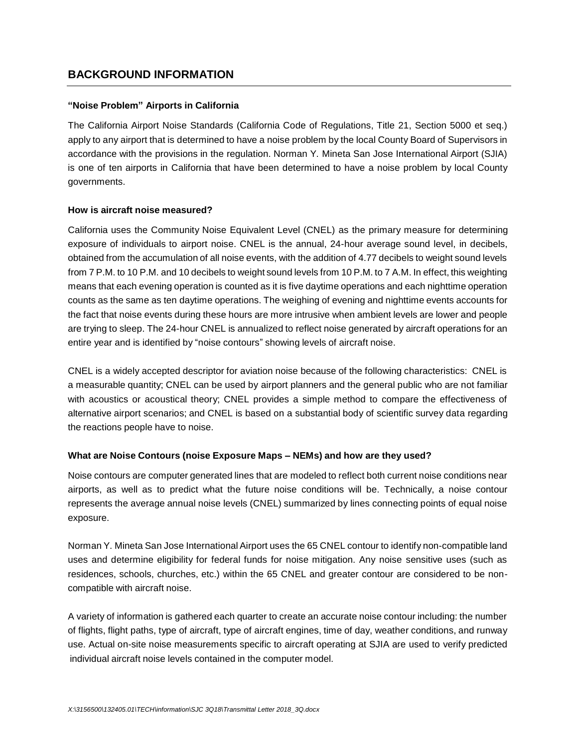## BACKGROUND INFORMATION

### "Noise Problem" Airports in California

The California Airport Noise Standards (California Code of Regulations, Title 21, Section 5000 et seq.) apply to any airport that is determined to have a noise problem by the local County Board of Supervisors in accordance with the provisions in the regulation. Norman Y. Mineta San Jose International Airport (SJIA) is one of ten airports in California that have been determined to have a noise problem by local County governments.

### How is aircraft noise measured?

California uses the Community Noise Equivalent Level (CNEL) as the primary measure for determining exposure of individuals to airport noise. CNEL is the annual, 24-hour average sound level, in decibels, obtained from the accumulation of all noise events, with the addition of 4.77 decibels to weight sound levels from 7 P.M. to 10 P.M. and 10 decibels to weight sound levels from 10 P.M. to 7 A.M. In effect, this weighting means that each evening operation is counted as it is five daytime operations and each nighttime operation counts as the same as ten daytime operations. The weighing of evening and nighttime events accounts for the fact that noise events during these hours are more intrusive when ambient levels are lower and people are trying to sleep. The 24-hour CNEL is annualized to reflect noise generated by aircraft operations for an entire year and is identified by "noise contours" showing levels of aircraft noise.

CNEL is a widely accepted descriptor for aviation noise because of the following characteristics: CNEL is a measurable quantity; CNEL can be used by airport planners and the general public who are not familiar with acoustics or acoustical theory; CNEL provides a simple method to compare the effectiveness of alternative airport scenarios; and CNEL is based on a substantial body of scientific survey data regarding the reactions people have to noise.

### What are Noise Contours (noise Exposure Maps – NEMs) and how are they used?

Noise contours are computer generated lines that are modeled to reflect both current noise conditions near airports, as well as to predict what the future noise conditions will be. Technically, a noise contour represents the average annual noise levels (CNEL) summarized by lines connecting points of equal noise exposure.

Norman Y. Mineta San Jose International Airport uses the 65 CNEL contour to identify non-compatible land uses and determine eligibility for federal funds for noise mitigation. Any noise sensitive uses (such as residences, schools, churches, etc.) within the 65 CNEL and greater contour are considered to be non-compatible with aircraft noise.

A variety of information is gathered each quarter to create an accurate noise contour including: the number of flights, flight paths, type of aircraft, type of aircraft engines, time of day, weather conditions, and runway use. Actual on-site noise measurements specific to aircraft operating at SJIA are used to verify predicted individual aircraft noise levels contained in the computer model.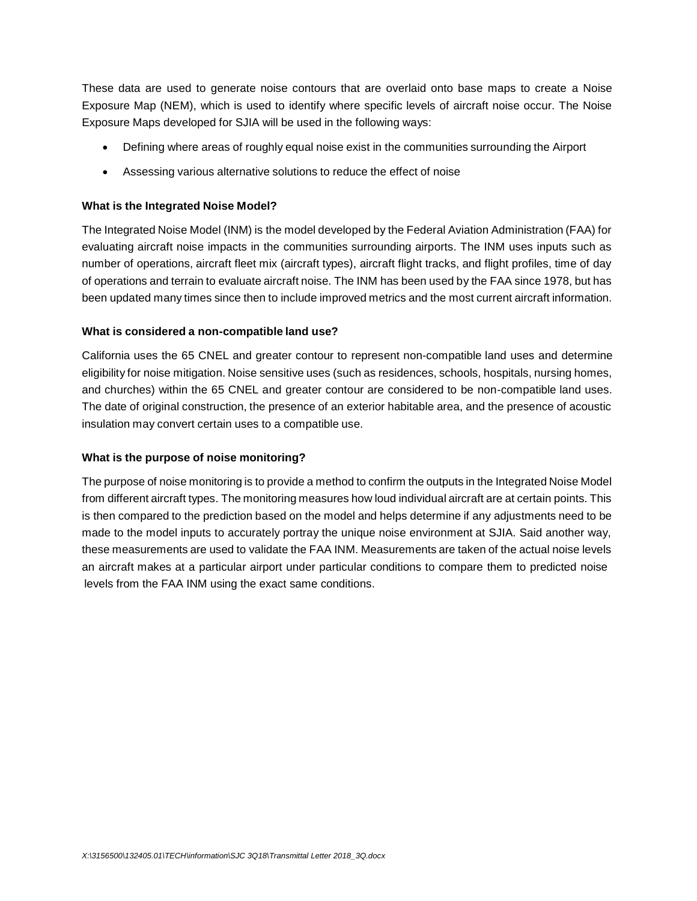These data are used to generate noise contours that are overlaid onto base maps to create a Noise Exposure Map (NEM), which is used to identify where specific levels of aircraft noise occur. The Noise Exposure Maps developed for SJIA will be used in the following ways:

- Defining where areas of roughly equal noise exist in the communities surrounding the Airport
- Assessing various alternative solutions to reduce the effect of noise

**What is the Integrated Noise Model?**

The Integrated Noise Model (INM) is the model developed by the Federal Aviation Administration (FAA) for evaluating aircraft noise impacts in the communities surrounding airports. The INM uses inputs such as number of operations, aircraft fleet mix (aircraft types), aircraft flight tracks, and flight profiles, time of day of operations and terrain to evaluate aircraft noise. The INM has been used by the FAA since 1978, but has been updated many times since then to include improved metrics and the most current aircraft information.

**What is considered a non-compatible land use?**

California uses the 65 CNEL and greater contour to represent non-compatible land uses and determine eligibility for noise mitigation. Noise sensitive uses (such as residences, schools, hospitals, nursing homes, and churches) within the 65 CNEL and greater contour are considered to be non-compatible land uses. The date of original construction, the presence of an exterior habitable area, and the presence of acoustic insulation may convert certain uses to a compatible use.

**What is the purpose of noise monitoring?**

The purpose of noise monitoring is to provide a method to confirm the outputs in the Integrated Noise Model from different aircraft types. The monitoring measures how loud individual aircraft are at certain points. This is then compared to the prediction based on the model and helps determine if any adjustments need to be made to the model inputs to accurately portray the unique noise environment at SJIA. Said another way, these measurements are used to validate the FAA INM. Measurements are taken of the actual noise levels an aircraft makes at a particular airport under particular conditions to compare them to predicted noise levels from the FAA INM using the exact same conditions.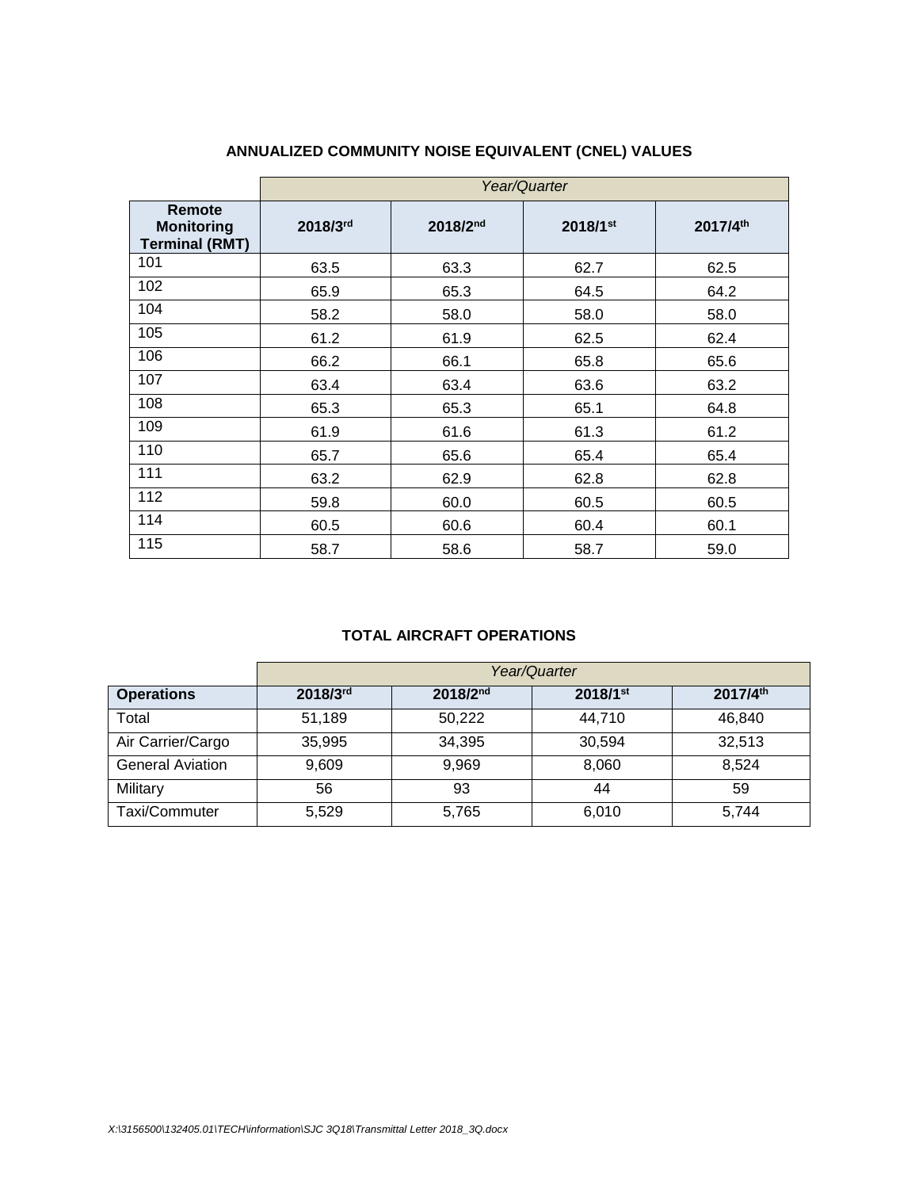## ANNUALIZED COMMUNITY NOISE EQUIVALENT (CNEL) VALUES

| | *Year/Quarter* | | | |
|---|---|---|---|---|
| **Remote Monitoring Terminal (RMT)** | **2018/3rd** | **2018/2nd** | **2018/1st** | **2017/4th** |
| 101 | 63.5 | 63.3 | 62.7 | 62.5 |
| 102 | 65.9 | 65.3 | 64.5 | 64.2 |
| 104 | 58.2 | 58.0 | 58.0 | 58.0 |
| 105 | 61.2 | 61.9 | 62.5 | 62.4 |
| 106 | 66.2 | 66.1 | 65.8 | 65.6 |
| 107 | 63.4 | 63.4 | 63.6 | 63.2 |
| 108 | 65.3 | 65.3 | 65.1 | 64.8 |
| 109 | 61.9 | 61.6 | 61.3 | 61.2 |
| 110 | 65.7 | 65.6 | 65.4 | 65.4 |
| 111 | 63.2 | 62.9 | 62.8 | 62.8 |
| 112 | 59.8 | 60.0 | 60.5 | 60.5 |
| 114 | 60.5 | 60.6 | 60.4 | 60.1 |
| 115 | 58.7 | 58.6 | 58.7 | 59.0 |

## TOTAL AIRCRAFT OPERATIONS

| | *Year/Quarter* | | | |
|---|---|---|---|---|
| **Operations** | **2018/3rd** | **2018/2nd** | **2018/1st** | **2017/4th** |
| Total | 51,189 | 50,222 | 44,710 | 46,840 |
| Air Carrier/Cargo | 35,995 | 34,395 | 30,594 | 32,513 |
| General Aviation | 9,609 | 9,969 | 8,060 | 8,524 |
| Military | 56 | 93 | 44 | 59 |
| Taxi/Commuter | 5,529 | 5,765 | 6,010 | 5,744 |

*X:\3156500\132405.01\TECH\information\SJC 3Q18\Transmittal Letter 2018_3Q.docx*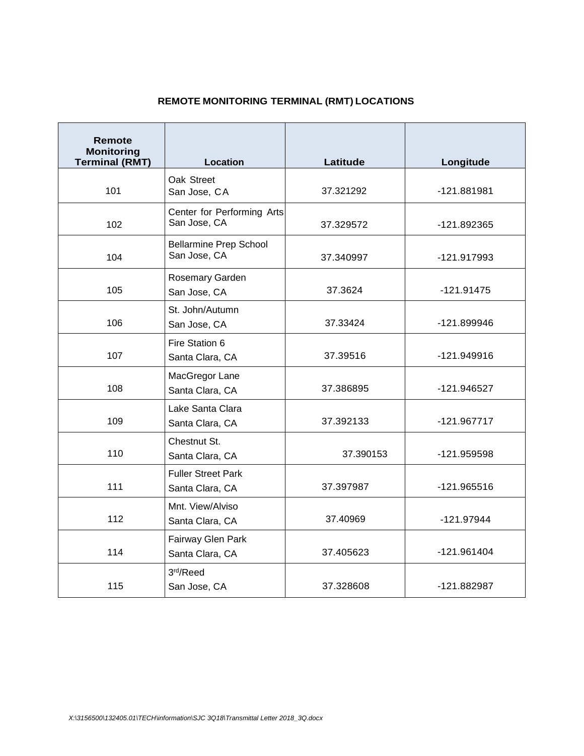## REMOTE MONITORING TERMINAL (RMT) LOCATIONS

| Remote Monitoring Terminal (RMT) | Location | Latitude | Longitude |
|---|---|---|---|
| 101 | Oak Street<br>San Jose, CA | 37.321292 | -121.881981 |
| 102 | Center for Performing Arts<br>San Jose, CA | 37.329572 | -121.892365 |
| 104 | Bellarmine Prep School<br>San Jose, CA | 37.340997 | -121.917993 |
| 105 | Rosemary Garden<br>San Jose, CA | 37.3624 | -121.91475 |
| 106 | St. John/Autumn<br>San Jose, CA | 37.33424 | -121.899946 |
| 107 | Fire Station 6<br>Santa Clara, CA | 37.39516 | -121.949916 |
| 108 | MacGregor Lane<br>Santa Clara, CA | 37.386895 | -121.946527 |
| 109 | Lake Santa Clara<br>Santa Clara, CA | 37.392133 | -121.967717 |
| 110 | Chestnut St.<br>Santa Clara, CA | 37.390153 | -121.959598 |
| 111 | Fuller Street Park<br>Santa Clara, CA | 37.397987 | -121.965516 |
| 112 | Mnt. View/Alviso<br>Santa Clara, CA | 37.40969 | -121.97944 |
| 114 | Fairway Glen Park<br>Santa Clara, CA | 37.405623 | -121.961404 |
| 115 | 3rd/Reed<br>San Jose, CA | 37.328608 | -121.882987 |

*X:\3156500\132405.01\TECH\information\SJC 3Q18\Transmittal Letter 2018_3Q.docx*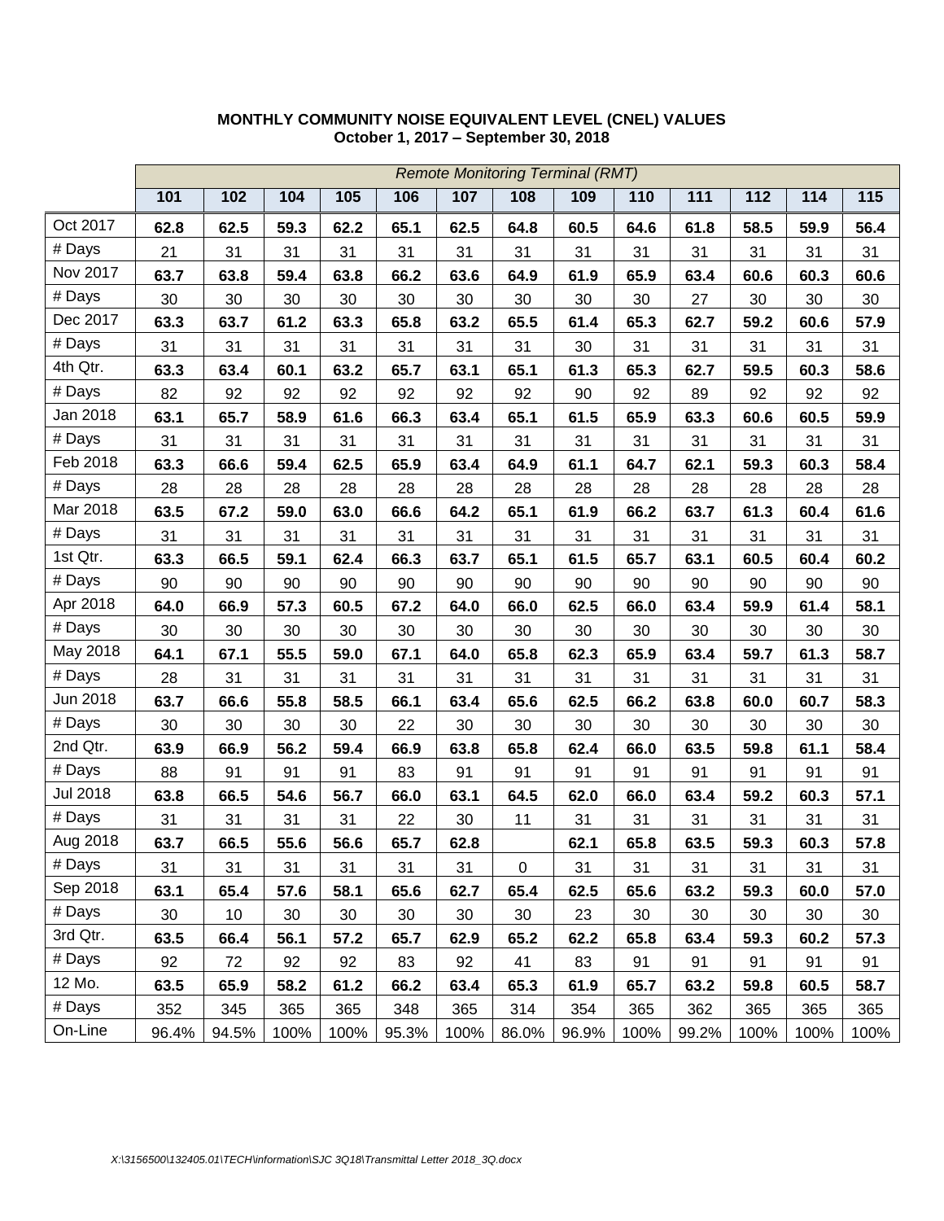**MONTHLY COMMUNITY NOISE EQUIVALENT LEVEL (CNEL) VALUES**
**October 1, 2017 – September 30, 2018**

| | *Remote Monitoring Terminal (RMT)* | | | | | | | | | | | | |
|---|---|---|---|---|---|---|---|---|---|---|---|---|---|
| | **101** | **102** | **104** | **105** | **106** | **107** | **108** | **109** | **110** | **111** | **112** | **114** | **115** |
| Oct 2017 | **62.8** | **62.5** | **59.3** | **62.2** | **65.1** | **62.5** | **64.8** | **60.5** | **64.6** | **61.8** | **58.5** | **59.9** | **56.4** |
| # Days | 21 | 31 | 31 | 31 | 31 | 31 | 31 | 31 | 31 | 31 | 31 | 31 | 31 |
| Nov 2017 | **63.7** | **63.8** | **59.4** | **63.8** | **66.2** | **63.6** | **64.9** | **61.9** | **65.9** | **63.4** | **60.6** | **60.3** | **60.6** |
| # Days | 30 | 30 | 30 | 30 | 30 | 30 | 30 | 30 | 30 | 27 | 30 | 30 | 30 |
| Dec 2017 | **63.3** | **63.7** | **61.2** | **63.3** | **65.8** | **63.2** | **65.5** | **61.4** | **65.3** | **62.7** | **59.2** | **60.6** | **57.9** |
| # Days | 31 | 31 | 31 | 31 | 31 | 31 | 31 | 30 | 31 | 31 | 31 | 31 | 31 |
| 4th Qtr. | **63.3** | **63.4** | **60.1** | **63.2** | **65.7** | **63.1** | **65.1** | **61.3** | **65.3** | **62.7** | **59.5** | **60.3** | **58.6** |
| # Days | 82 | 92 | 92 | 92 | 92 | 92 | 92 | 90 | 92 | 89 | 92 | 92 | 92 |
| Jan 2018 | **63.1** | **65.7** | **58.9** | **61.6** | **66.3** | **63.4** | **65.1** | **61.5** | **65.9** | **63.3** | **60.6** | **60.5** | **59.9** |
| # Days | 31 | 31 | 31 | 31 | 31 | 31 | 31 | 31 | 31 | 31 | 31 | 31 | 31 |
| Feb 2018 | **63.3** | **66.6** | **59.4** | **62.5** | **65.9** | **63.4** | **64.9** | **61.1** | **64.7** | **62.1** | **59.3** | **60.3** | **58.4** |
| # Days | 28 | 28 | 28 | 28 | 28 | 28 | 28 | 28 | 28 | 28 | 28 | 28 | 28 |
| Mar 2018 | **63.5** | **67.2** | **59.0** | **63.0** | **66.6** | **64.2** | **65.1** | **61.9** | **66.2** | **63.7** | **61.3** | **60.4** | **61.6** |
| # Days | 31 | 31 | 31 | 31 | 31 | 31 | 31 | 31 | 31 | 31 | 31 | 31 | 31 |
| 1st Qtr. | **63.3** | **66.5** | **59.1** | **62.4** | **66.3** | **63.7** | **65.1** | **61.5** | **65.7** | **63.1** | **60.5** | **60.4** | **60.2** |
| # Days | 90 | 90 | 90 | 90 | 90 | 90 | 90 | 90 | 90 | 90 | 90 | 90 | 90 |
| Apr 2018 | **64.0** | **66.9** | **57.3** | **60.5** | **67.2** | **64.0** | **66.0** | **62.5** | **66.0** | **63.4** | **59.9** | **61.4** | **58.1** |
| # Days | 30 | 30 | 30 | 30 | 30 | 30 | 30 | 30 | 30 | 30 | 30 | 30 | 30 |
| May 2018 | **64.1** | **67.1** | **55.5** | **59.0** | **67.1** | **64.0** | **65.8** | **62.3** | **65.9** | **63.4** | **59.7** | **61.3** | **58.7** |
| # Days | 28 | 31 | 31 | 31 | 31 | 31 | 31 | 31 | 31 | 31 | 31 | 31 | 31 |
| Jun 2018 | **63.7** | **66.6** | **55.8** | **58.5** | **66.1** | **63.4** | **65.6** | **62.5** | **66.2** | **63.8** | **60.0** | **60.7** | **58.3** |
| # Days | 30 | 30 | 30 | 30 | 22 | 30 | 30 | 30 | 30 | 30 | 30 | 30 | 30 |
| 2nd Qtr. | **63.9** | **66.9** | **56.2** | **59.4** | **66.9** | **63.8** | **65.8** | **62.4** | **66.0** | **63.5** | **59.8** | **61.1** | **58.4** |
| # Days | 88 | 91 | 91 | 91 | 83 | 91 | 91 | 91 | 91 | 91 | 91 | 91 | 91 |
| Jul 2018 | **63.8** | **66.5** | **54.6** | **56.7** | **66.0** | **63.1** | **64.5** | **62.0** | **66.0** | **63.4** | **59.2** | **60.3** | **57.1** |
| # Days | 31 | 31 | 31 | 31 | 22 | 30 | 11 | 31 | 31 | 31 | 31 | 31 | 31 |
| Aug 2018 | **63.7** | **66.5** | **55.6** | **56.6** | **65.7** | **62.8** | | **62.1** | **65.8** | **63.5** | **59.3** | **60.3** | **57.8** |
| # Days | 31 | 31 | 31 | 31 | 31 | 31 | 0 | 31 | 31 | 31 | 31 | 31 | 31 |
| Sep 2018 | **63.1** | **65.4** | **57.6** | **58.1** | **65.6** | **62.7** | **65.4** | **62.5** | **65.6** | **63.2** | **59.3** | **60.0** | **57.0** |
| # Days | 30 | 10 | 30 | 30 | 30 | 30 | 30 | 23 | 30 | 30 | 30 | 30 | 30 |
| 3rd Qtr. | **63.5** | **66.4** | **56.1** | **57.2** | **65.7** | **62.9** | **65.2** | **62.2** | **65.8** | **63.4** | **59.3** | **60.2** | **57.3** |
| # Days | 92 | 72 | 92 | 92 | 83 | 92 | 41 | 83 | 91 | 91 | 91 | 91 | 91 |
| 12 Mo. | **63.5** | **65.9** | **58.2** | **61.2** | **66.2** | **63.4** | **65.3** | **61.9** | **65.7** | **63.2** | **59.8** | **60.5** | **58.7** |
| # Days | 352 | 345 | 365 | 365 | 348 | 365 | 314 | 354 | 365 | 362 | 365 | 365 | 365 |
| On-Line | 96.4% | 94.5% | 100% | 100% | 95.3% | 100% | 86.0% | 96.9% | 100% | 99.2% | 100% | 100% | 100% |

*X:\3156500\132405.01\TECH\information\SJC 3Q18\Transmittal Letter 2018_3Q.docx*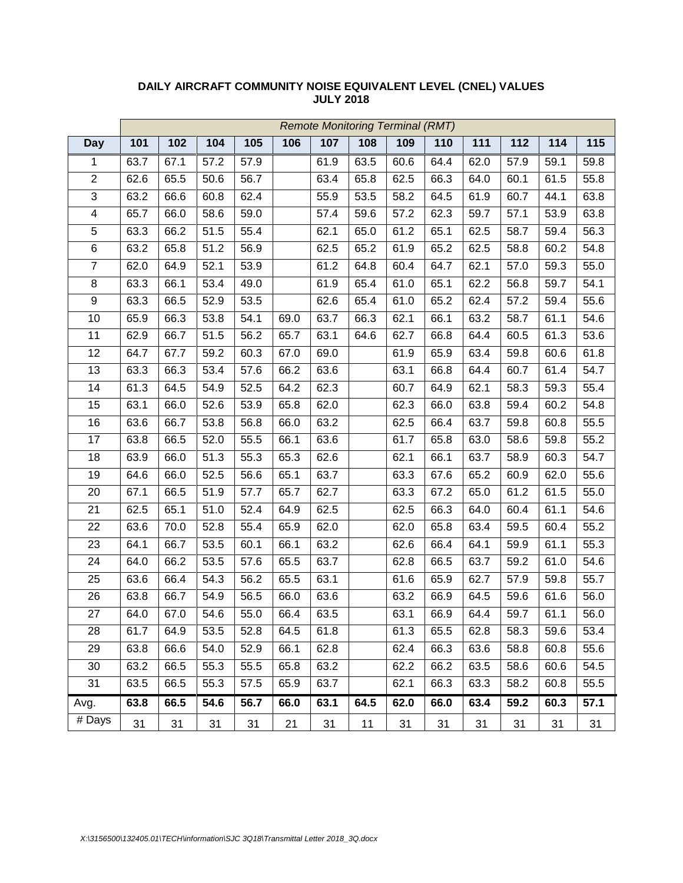**DAILY AIRCRAFT COMMUNITY NOISE EQUIVALENT LEVEL (CNEL) VALUES**
**JULY 2018**

| | *Remote Monitoring Terminal (RMT)* | | | | | | | | | | | | |
|---|---|---|---|---|---|---|---|---|---|---|---|---|---|
| **Day** | **101** | **102** | **104** | **105** | **106** | **107** | **108** | **109** | **110** | **111** | **112** | **114** | **115** |
| 1 | 63.7 | 67.1 | 57.2 | 57.9 | | 61.9 | 63.5 | 60.6 | 64.4 | 62.0 | 57.9 | 59.1 | 59.8 |
| 2 | 62.6 | 65.5 | 50.6 | 56.7 | | 63.4 | 65.8 | 62.5 | 66.3 | 64.0 | 60.1 | 61.5 | 55.8 |
| 3 | 63.2 | 66.6 | 60.8 | 62.4 | | 55.9 | 53.5 | 58.2 | 64.5 | 61.9 | 60.7 | 44.1 | 63.8 |
| 4 | 65.7 | 66.0 | 58.6 | 59.0 | | 57.4 | 59.6 | 57.2 | 62.3 | 59.7 | 57.1 | 53.9 | 63.8 |
| 5 | 63.3 | 66.2 | 51.5 | 55.4 | | 62.1 | 65.0 | 61.2 | 65.1 | 62.5 | 58.7 | 59.4 | 56.3 |
| 6 | 63.2 | 65.8 | 51.2 | 56.9 | | 62.5 | 65.2 | 61.9 | 65.2 | 62.5 | 58.8 | 60.2 | 54.8 |
| 7 | 62.0 | 64.9 | 52.1 | 53.9 | | 61.2 | 64.8 | 60.4 | 64.7 | 62.1 | 57.0 | 59.3 | 55.0 |
| 8 | 63.3 | 66.1 | 53.4 | 49.0 | | 61.9 | 65.4 | 61.0 | 65.1 | 62.2 | 56.8 | 59.7 | 54.1 |
| 9 | 63.3 | 66.5 | 52.9 | 53.5 | | 62.6 | 65.4 | 61.0 | 65.2 | 62.4 | 57.2 | 59.4 | 55.6 |
| 10 | 65.9 | 66.3 | 53.8 | 54.1 | 69.0 | 63.7 | 66.3 | 62.1 | 66.1 | 63.2 | 58.7 | 61.1 | 54.6 |
| 11 | 62.9 | 66.7 | 51.5 | 56.2 | 65.7 | 63.1 | 64.6 | 62.7 | 66.8 | 64.4 | 60.5 | 61.3 | 53.6 |
| 12 | 64.7 | 67.7 | 59.2 | 60.3 | 67.0 | 69.0 | | 61.9 | 65.9 | 63.4 | 59.8 | 60.6 | 61.8 |
| 13 | 63.3 | 66.3 | 53.4 | 57.6 | 66.2 | 63.6 | | 63.1 | 66.8 | 64.4 | 60.7 | 61.4 | 54.7 |
| 14 | 61.3 | 64.5 | 54.9 | 52.5 | 64.2 | 62.3 | | 60.7 | 64.9 | 62.1 | 58.3 | 59.3 | 55.4 |
| 15 | 63.1 | 66.0 | 52.6 | 53.9 | 65.8 | 62.0 | | 62.3 | 66.0 | 63.8 | 59.4 | 60.2 | 54.8 |
| 16 | 63.6 | 66.7 | 53.8 | 56.8 | 66.0 | 63.2 | | 62.5 | 66.4 | 63.7 | 59.8 | 60.8 | 55.5 |
| 17 | 63.8 | 66.5 | 52.0 | 55.5 | 66.1 | 63.6 | | 61.7 | 65.8 | 63.0 | 58.6 | 59.8 | 55.2 |
| 18 | 63.9 | 66.0 | 51.3 | 55.3 | 65.3 | 62.6 | | 62.1 | 66.1 | 63.7 | 58.9 | 60.3 | 54.7 |
| 19 | 64.6 | 66.0 | 52.5 | 56.6 | 65.1 | 63.7 | | 63.3 | 67.6 | 65.2 | 60.9 | 62.0 | 55.6 |
| 20 | 67.1 | 66.5 | 51.9 | 57.7 | 65.7 | 62.7 | | 63.3 | 67.2 | 65.0 | 61.2 | 61.5 | 55.0 |
| 21 | 62.5 | 65.1 | 51.0 | 52.4 | 64.9 | 62.5 | | 62.5 | 66.3 | 64.0 | 60.4 | 61.1 | 54.6 |
| 22 | 63.6 | 70.0 | 52.8 | 55.4 | 65.9 | 62.0 | | 62.0 | 65.8 | 63.4 | 59.5 | 60.4 | 55.2 |
| 23 | 64.1 | 66.7 | 53.5 | 60.1 | 66.1 | 63.2 | | 62.6 | 66.4 | 64.1 | 59.9 | 61.1 | 55.3 |
| 24 | 64.0 | 66.2 | 53.5 | 57.6 | 65.5 | 63.7 | | 62.8 | 66.5 | 63.7 | 59.2 | 61.0 | 54.6 |
| 25 | 63.6 | 66.4 | 54.3 | 56.2 | 65.5 | 63.1 | | 61.6 | 65.9 | 62.7 | 57.9 | 59.8 | 55.7 |
| 26 | 63.8 | 66.7 | 54.9 | 56.5 | 66.0 | 63.6 | | 63.2 | 66.9 | 64.5 | 59.6 | 61.6 | 56.0 |
| 27 | 64.0 | 67.0 | 54.6 | 55.0 | 66.4 | 63.5 | | 63.1 | 66.9 | 64.4 | 59.7 | 61.1 | 56.0 |
| 28 | 61.7 | 64.9 | 53.5 | 52.8 | 64.5 | 61.8 | | 61.3 | 65.5 | 62.8 | 58.3 | 59.6 | 53.4 |
| 29 | 63.8 | 66.6 | 54.0 | 52.9 | 66.1 | 62.8 | | 62.4 | 66.3 | 63.6 | 58.8 | 60.8 | 55.6 |
| 30 | 63.2 | 66.5 | 55.3 | 55.5 | 65.8 | 63.2 | | 62.2 | 66.2 | 63.5 | 58.6 | 60.6 | 54.5 |
| 31 | 63.5 | 66.5 | 55.3 | 57.5 | 65.9 | 63.7 | | 62.1 | 66.3 | 63.3 | 58.2 | 60.8 | 55.5 |
| Avg. | **63.8** | **66.5** | **54.6** | **56.7** | **66.0** | **63.1** | **64.5** | **62.0** | **66.0** | **63.4** | **59.2** | **60.3** | **57.1** |
| # Days | 31 | 31 | 31 | 31 | 21 | 31 | 11 | 31 | 31 | 31 | 31 | 31 | 31 |

*X:\3156500\132405.01\TECH\information\SJC 3Q18\Transmittal Letter 2018_3Q.docx*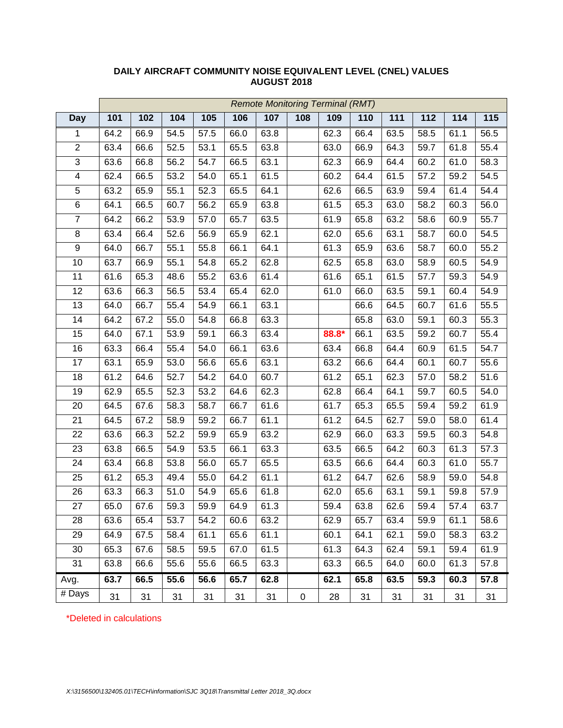**DAILY AIRCRAFT COMMUNITY NOISE EQUIVALENT LEVEL (CNEL) VALUES**
**AUGUST 2018**

| | *Remote Monitoring Terminal (RMT)* | | | | | | | | | | | | |
|---|---|---|---|---|---|---|---|---|---|---|---|---|---|
| **Day** | **101** | **102** | **104** | **105** | **106** | **107** | **108** | **109** | **110** | **111** | **112** | **114** | **115** |
| 1 | 64.2 | 66.9 | 54.5 | 57.5 | 66.0 | 63.8 | | 62.3 | 66.4 | 63.5 | 58.5 | 61.1 | 56.5 |
| 2 | 63.4 | 66.6 | 52.5 | 53.1 | 65.5 | 63.8 | | 63.0 | 66.9 | 64.3 | 59.7 | 61.8 | 55.4 |
| 3 | 63.6 | 66.8 | 56.2 | 54.7 | 66.5 | 63.1 | | 62.3 | 66.9 | 64.4 | 60.2 | 61.0 | 58.3 |
| 4 | 62.4 | 66.5 | 53.2 | 54.0 | 65.1 | 61.5 | | 60.2 | 64.4 | 61.5 | 57.2 | 59.2 | 54.5 |
| 5 | 63.2 | 65.9 | 55.1 | 52.3 | 65.5 | 64.1 | | 62.6 | 66.5 | 63.9 | 59.4 | 61.4 | 54.4 |
| 6 | 64.1 | 66.5 | 60.7 | 56.2 | 65.9 | 63.8 | | 61.5 | 65.3 | 63.0 | 58.2 | 60.3 | 56.0 |
| 7 | 64.2 | 66.2 | 53.9 | 57.0 | 65.7 | 63.5 | | 61.9 | 65.8 | 63.2 | 58.6 | 60.9 | 55.7 |
| 8 | 63.4 | 66.4 | 52.6 | 56.9 | 65.9 | 62.1 | | 62.0 | 65.6 | 63.1 | 58.7 | 60.0 | 54.5 |
| 9 | 64.0 | 66.7 | 55.1 | 55.8 | 66.1 | 64.1 | | 61.3 | 65.9 | 63.6 | 58.7 | 60.0 | 55.2 |
| 10 | 63.7 | 66.9 | 55.1 | 54.8 | 65.2 | 62.8 | | 62.5 | 65.8 | 63.0 | 58.9 | 60.5 | 54.9 |
| 11 | 61.6 | 65.3 | 48.6 | 55.2 | 63.6 | 61.4 | | 61.6 | 65.1 | 61.5 | 57.7 | 59.3 | 54.9 |
| 12 | 63.6 | 66.3 | 56.5 | 53.4 | 65.4 | 62.0 | | 61.0 | 66.0 | 63.5 | 59.1 | 60.4 | 54.9 |
| 13 | 64.0 | 66.7 | 55.4 | 54.9 | 66.1 | 63.1 | | | 66.6 | 64.5 | 60.7 | 61.6 | 55.5 |
| 14 | 64.2 | 67.2 | 55.0 | 54.8 | 66.8 | 63.3 | | | 65.8 | 63.0 | 59.1 | 60.3 | 55.3 |
| 15 | 64.0 | 67.1 | 53.9 | 59.1 | 66.3 | 63.4 | | 88.8* | 66.1 | 63.5 | 59.2 | 60.7 | 55.4 |
| 16 | 63.3 | 66.4 | 55.4 | 54.0 | 66.1 | 63.6 | | 63.4 | 66.8 | 64.4 | 60.9 | 61.5 | 54.7 |
| 17 | 63.1 | 65.9 | 53.0 | 56.6 | 65.6 | 63.1 | | 63.2 | 66.6 | 64.4 | 60.1 | 60.7 | 55.6 |
| 18 | 61.2 | 64.6 | 52.7 | 54.2 | 64.0 | 60.7 | | 61.2 | 65.1 | 62.3 | 57.0 | 58.2 | 51.6 |
| 19 | 62.9 | 65.5 | 52.3 | 53.2 | 64.6 | 62.3 | | 62.8 | 66.4 | 64.1 | 59.7 | 60.5 | 54.0 |
| 20 | 64.5 | 67.6 | 58.3 | 58.7 | 66.7 | 61.6 | | 61.7 | 65.3 | 65.5 | 59.4 | 59.2 | 61.9 |
| 21 | 64.5 | 67.2 | 58.9 | 59.2 | 66.7 | 61.1 | | 61.2 | 64.5 | 62.7 | 59.0 | 58.0 | 61.4 |
| 22 | 63.6 | 66.3 | 52.2 | 59.9 | 65.9 | 63.2 | | 62.9 | 66.0 | 63.3 | 59.5 | 60.3 | 54.8 |
| 23 | 63.8 | 66.5 | 54.9 | 53.5 | 66.1 | 63.3 | | 63.5 | 66.5 | 64.2 | 60.3 | 61.3 | 57.3 |
| 24 | 63.4 | 66.8 | 53.8 | 56.0 | 65.7 | 65.5 | | 63.5 | 66.6 | 64.4 | 60.3 | 61.0 | 55.7 |
| 25 | 61.2 | 65.3 | 49.4 | 55.0 | 64.2 | 61.1 | | 61.2 | 64.7 | 62.6 | 58.9 | 59.0 | 54.8 |
| 26 | 63.3 | 66.3 | 51.0 | 54.9 | 65.6 | 61.8 | | 62.0 | 65.6 | 63.1 | 59.1 | 59.8 | 57.9 |
| 27 | 65.0 | 67.6 | 59.3 | 59.9 | 64.9 | 61.3 | | 59.4 | 63.8 | 62.6 | 59.4 | 57.4 | 63.7 |
| 28 | 63.6 | 65.4 | 53.7 | 54.2 | 60.6 | 63.2 | | 62.9 | 65.7 | 63.4 | 59.9 | 61.1 | 58.6 |
| 29 | 64.9 | 67.5 | 58.4 | 61.1 | 65.6 | 61.1 | | 60.1 | 64.1 | 62.1 | 59.0 | 58.3 | 63.2 |
| 30 | 65.3 | 67.6 | 58.5 | 59.5 | 67.0 | 61.5 | | 61.3 | 64.3 | 62.4 | 59.1 | 59.4 | 61.9 |
| 31 | 63.8 | 66.6 | 55.6 | 55.6 | 66.5 | 63.3 | | 63.3 | 66.5 | 64.0 | 60.0 | 61.3 | 57.8 |
| Avg. | **63.7** | **66.5** | **55.6** | **56.6** | **65.7** | **62.8** | | **62.1** | **65.8** | **63.5** | **59.3** | **60.3** | **57.8** |
| # Days | 31 | 31 | 31 | 31 | 31 | 31 | 0 | 28 | 31 | 31 | 31 | 31 | 31 |

*Deleted in calculations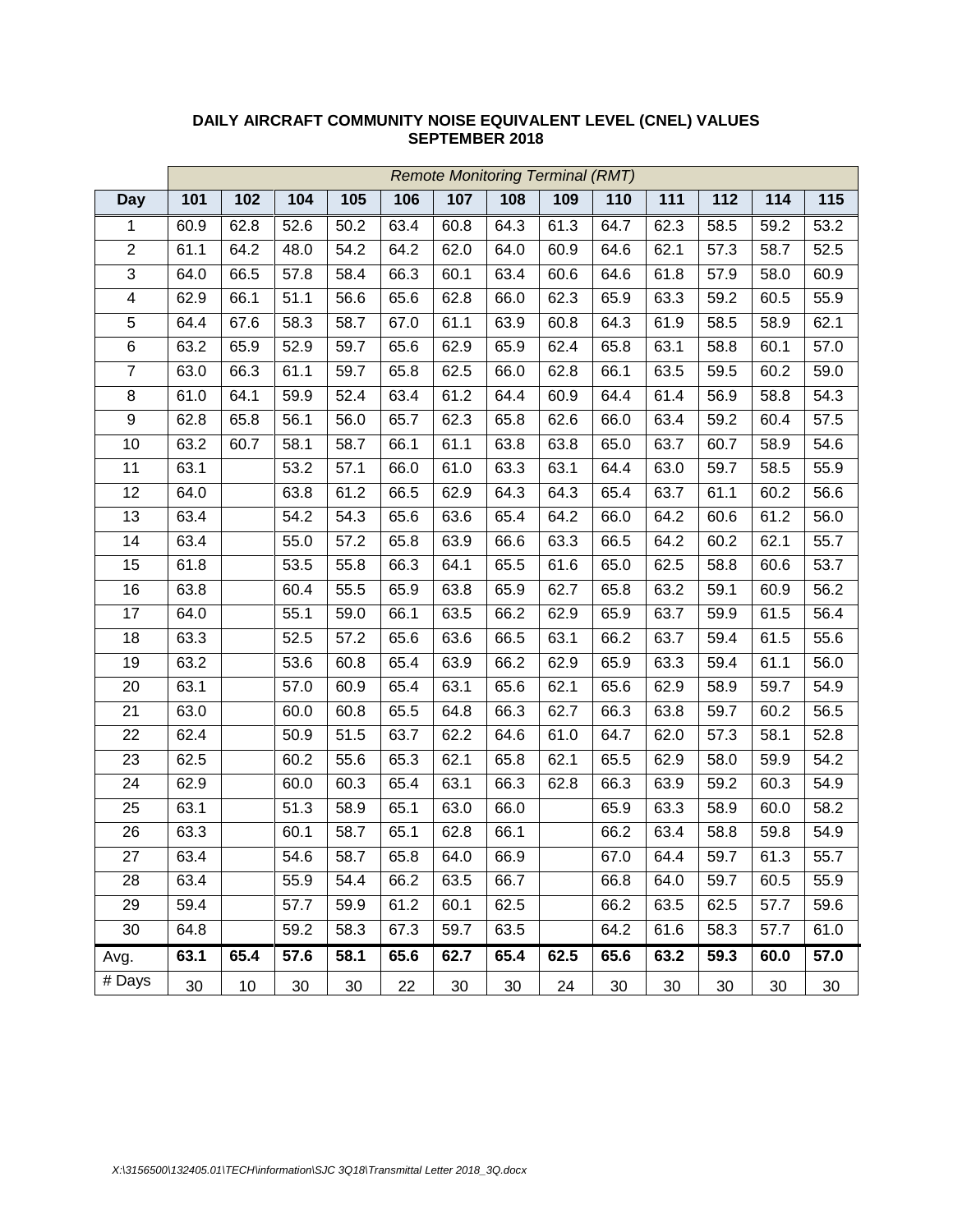**DAILY AIRCRAFT COMMUNITY NOISE EQUIVALENT LEVEL (CNEL) VALUES**
**SEPTEMBER 2018**

| | *Remote Monitoring Terminal (RMT)* | | | | | | | | | | | | |
|---|---|---|---|---|---|---|---|---|---|---|---|---|---|
| **Day** | **101** | **102** | **104** | **105** | **106** | **107** | **108** | **109** | **110** | **111** | **112** | **114** | **115** |
| 1 | 60.9 | 62.8 | 52.6 | 50.2 | 63.4 | 60.8 | 64.3 | 61.3 | 64.7 | 62.3 | 58.5 | 59.2 | 53.2 |
| 2 | 61.1 | 64.2 | 48.0 | 54.2 | 64.2 | 62.0 | 64.0 | 60.9 | 64.6 | 62.1 | 57.3 | 58.7 | 52.5 |
| 3 | 64.0 | 66.5 | 57.8 | 58.4 | 66.3 | 60.1 | 63.4 | 60.6 | 64.6 | 61.8 | 57.9 | 58.0 | 60.9 |
| 4 | 62.9 | 66.1 | 51.1 | 56.6 | 65.6 | 62.8 | 66.0 | 62.3 | 65.9 | 63.3 | 59.2 | 60.5 | 55.9 |
| 5 | 64.4 | 67.6 | 58.3 | 58.7 | 67.0 | 61.1 | 63.9 | 60.8 | 64.3 | 61.9 | 58.5 | 58.9 | 62.1 |
| 6 | 63.2 | 65.9 | 52.9 | 59.7 | 65.6 | 62.9 | 65.9 | 62.4 | 65.8 | 63.1 | 58.8 | 60.1 | 57.0 |
| 7 | 63.0 | 66.3 | 61.1 | 59.7 | 65.8 | 62.5 | 66.0 | 62.8 | 66.1 | 63.5 | 59.5 | 60.2 | 59.0 |
| 8 | 61.0 | 64.1 | 59.9 | 52.4 | 63.4 | 61.2 | 64.4 | 60.9 | 64.4 | 61.4 | 56.9 | 58.8 | 54.3 |
| 9 | 62.8 | 65.8 | 56.1 | 56.0 | 65.7 | 62.3 | 65.8 | 62.6 | 66.0 | 63.4 | 59.2 | 60.4 | 57.5 |
| 10 | 63.2 | 60.7 | 58.1 | 58.7 | 66.1 | 61.1 | 63.8 | 63.8 | 65.0 | 63.7 | 60.7 | 58.9 | 54.6 |
| 11 | 63.1 | | 53.2 | 57.1 | 66.0 | 61.0 | 63.3 | 63.1 | 64.4 | 63.0 | 59.7 | 58.5 | 55.9 |
| 12 | 64.0 | | 63.8 | 61.2 | 66.5 | 62.9 | 64.3 | 64.3 | 65.4 | 63.7 | 61.1 | 60.2 | 56.6 |
| 13 | 63.4 | | 54.2 | 54.3 | 65.6 | 63.6 | 65.4 | 64.2 | 66.0 | 64.2 | 60.6 | 61.2 | 56.0 |
| 14 | 63.4 | | 55.0 | 57.2 | 65.8 | 63.9 | 66.6 | 63.3 | 66.5 | 64.2 | 60.2 | 62.1 | 55.7 |
| 15 | 61.8 | | 53.5 | 55.8 | 66.3 | 64.1 | 65.5 | 61.6 | 65.0 | 62.5 | 58.8 | 60.6 | 53.7 |
| 16 | 63.8 | | 60.4 | 55.5 | 65.9 | 63.8 | 65.9 | 62.7 | 65.8 | 63.2 | 59.1 | 60.9 | 56.2 |
| 17 | 64.0 | | 55.1 | 59.0 | 66.1 | 63.5 | 66.2 | 62.9 | 65.9 | 63.7 | 59.9 | 61.5 | 56.4 |
| 18 | 63.3 | | 52.5 | 57.2 | 65.6 | 63.6 | 66.5 | 63.1 | 66.2 | 63.7 | 59.4 | 61.5 | 55.6 |
| 19 | 63.2 | | 53.6 | 60.8 | 65.4 | 63.9 | 66.2 | 62.9 | 65.9 | 63.3 | 59.4 | 61.1 | 56.0 |
| 20 | 63.1 | | 57.0 | 60.9 | 65.4 | 63.1 | 65.6 | 62.1 | 65.6 | 62.9 | 58.9 | 59.7 | 54.9 |
| 21 | 63.0 | | 60.0 | 60.8 | 65.5 | 64.8 | 66.3 | 62.7 | 66.3 | 63.8 | 59.7 | 60.2 | 56.5 |
| 22 | 62.4 | | 50.9 | 51.5 | 63.7 | 62.2 | 64.6 | 61.0 | 64.7 | 62.0 | 57.3 | 58.1 | 52.8 |
| 23 | 62.5 | | 60.2 | 55.6 | 65.3 | 62.1 | 65.8 | 62.1 | 65.5 | 62.9 | 58.0 | 59.9 | 54.2 |
| 24 | 62.9 | | 60.0 | 60.3 | 65.4 | 63.1 | 66.3 | 62.8 | 66.3 | 63.9 | 59.2 | 60.3 | 54.9 |
| 25 | 63.1 | | 51.3 | 58.9 | 65.1 | 63.0 | 66.0 | | 65.9 | 63.3 | 58.9 | 60.0 | 58.2 |
| 26 | 63.3 | | 60.1 | 58.7 | 65.1 | 62.8 | 66.1 | | 66.2 | 63.4 | 58.8 | 59.8 | 54.9 |
| 27 | 63.4 | | 54.6 | 58.7 | 65.8 | 64.0 | 66.9 | | 67.0 | 64.4 | 59.7 | 61.3 | 55.7 |
| 28 | 63.4 | | 55.9 | 54.4 | 66.2 | 63.5 | 66.7 | | 66.8 | 64.0 | 59.7 | 60.5 | 55.9 |
| 29 | 59.4 | | 57.7 | 59.9 | 61.2 | 60.1 | 62.5 | | 66.2 | 63.5 | 62.5 | 57.7 | 59.6 |
| 30 | 64.8 | | 59.2 | 58.3 | 67.3 | 59.7 | 63.5 | | 64.2 | 61.6 | 58.3 | 57.7 | 61.0 |
| Avg. | **63.1** | **65.4** | **57.6** | **58.1** | **65.6** | **62.7** | **65.4** | **62.5** | **65.6** | **63.2** | **59.3** | **60.0** | **57.0** |
| # Days | 30 | 10 | 30 | 30 | 22 | 30 | 30 | 24 | 30 | 30 | 30 | 30 | 30 |

*X:\3156500\132405.01\TECH\information\SJC 3Q18\Transmittal Letter 2018_3Q.docx*